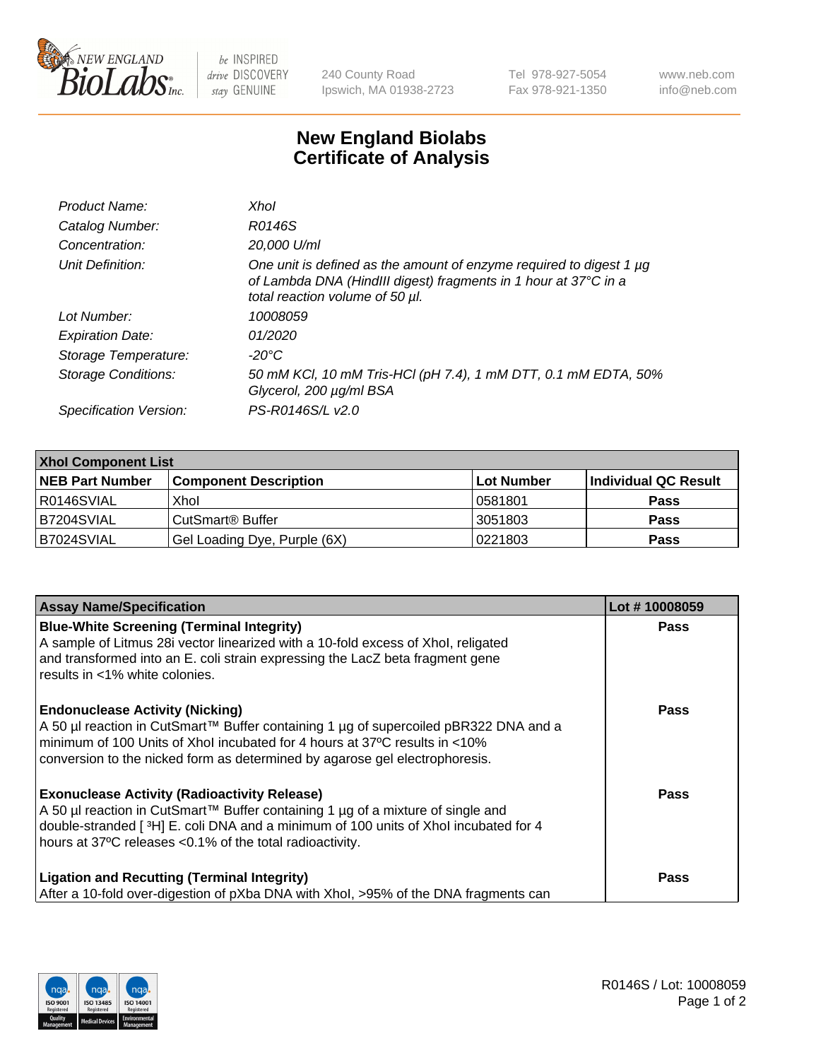# New England Biolabs Certificate of Analysis

| | |
|---|---|
| *Product Name:* | *XhoI* |
| *Catalog Number:* | *R0146S* |
| *Concentration:* | *20,000 U/ml* |
| *Unit Definition:* | *One unit is defined as the amount of enzyme required to digest 1 µg of Lambda DNA (HindIII digest) fragments in 1 hour at 37°C in a total reaction volume of 50 µl.* |
| *Lot Number:* | *10008059* |
| *Expiration Date:* | *01/2020* |
| *Storage Temperature:* | *-20°C* |
| *Storage Conditions:* | *50 mM KCl, 10 mM Tris-HCl (pH 7.4), 1 mM DTT, 0.1 mM EDTA, 50% Glycerol, 200 µg/ml BSA* |
| *Specification Version:* | *PS-R0146S/L v2.0* |

| **XhoI Component List** | | | |
|---|---|---|---|
| **NEB Part Number** | **Component Description** | **Lot Number** | **Individual QC Result** |
| R0146SVIAL | XhoI | 0581801 | **Pass** |
| B7204SVIAL | CutSmart® Buffer | 3051803 | **Pass** |
| B7024SVIAL | Gel Loading Dye, Purple (6X) | 0221803 | **Pass** |

| **Assay Name/Specification** | **Lot # 10008059** |
|---|---|
| **Blue-White Screening (Terminal Integrity)**<br>A sample of Litmus 28i vector linearized with a 10-fold excess of XhoI, religated and transformed into an E. coli strain expressing the LacZ beta fragment gene results in <1% white colonies. | **Pass** |
| **Endonuclease Activity (Nicking)**<br>A 50 µl reaction in CutSmart™ Buffer containing 1 µg of supercoiled pBR322 DNA and a minimum of 100 Units of XhoI incubated for 4 hours at 37ºC results in <10% conversion to the nicked form as determined by agarose gel electrophoresis. | **Pass** |
| **Exonuclease Activity (Radioactivity Release)**<br>A 50 µl reaction in CutSmart™ Buffer containing 1 µg of a mixture of single and double-stranded [ $^3$H] E. coli DNA and a minimum of 100 units of XhoI incubated for 4 hours at 37ºC releases <0.1% of the total radioactivity. | **Pass** |
| **Ligation and Recutting (Terminal Integrity)**<br>After a 10-fold over-digestion of pXba DNA with XhoI, >95% of the DNA fragments can | **Pass** |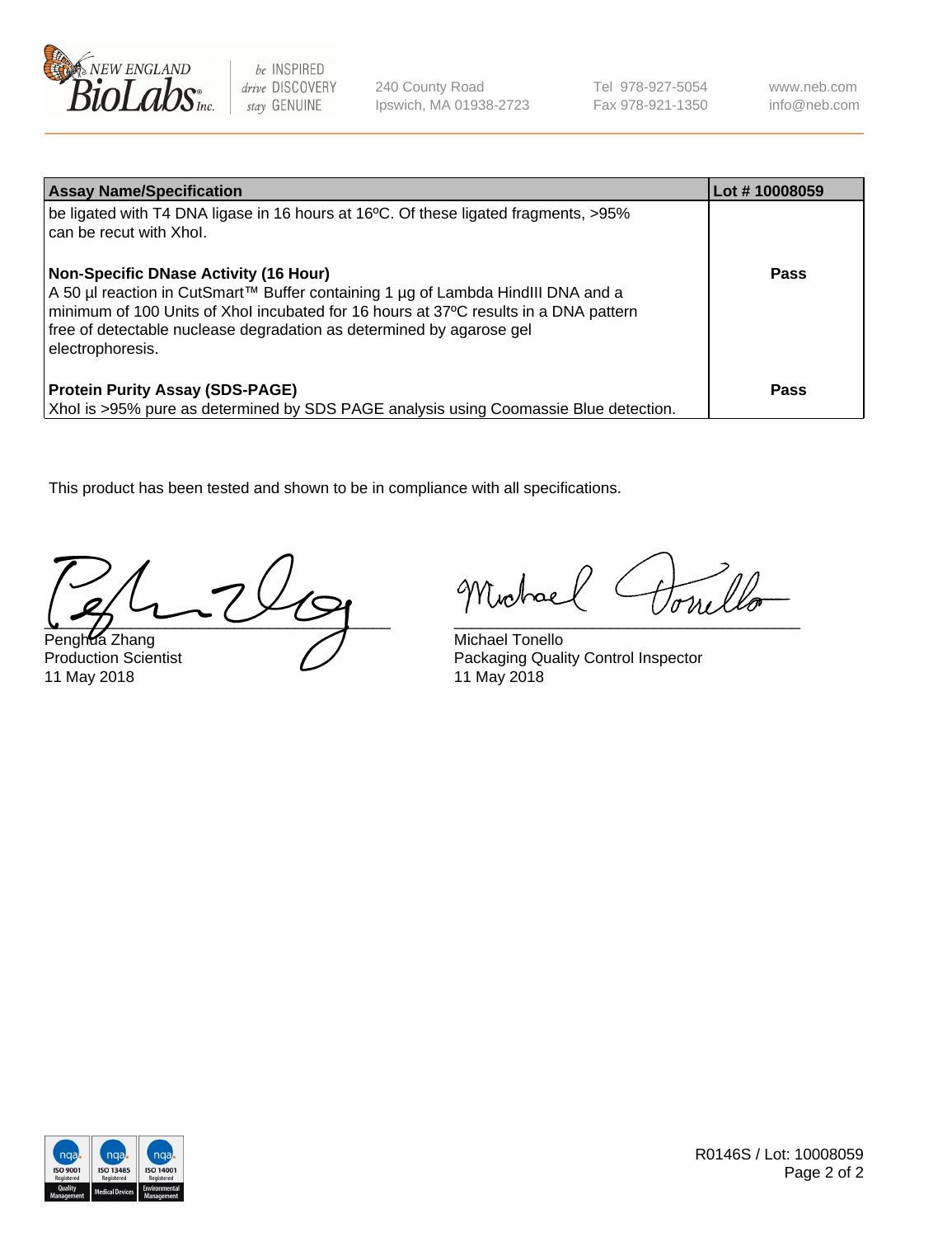| Assay Name/Specification | Lot # 10008059 |
|---|---|
| be ligated with T4 DNA ligase in 16 hours at 16ºC. Of these ligated fragments, >95% can be recut with XhoI. | |
| **Non-Specific DNase Activity (16 Hour)**<br>A 50 µl reaction in CutSmart™ Buffer containing 1 µg of Lambda HindIII DNA and a minimum of 100 Units of XhoI incubated for 16 hours at 37ºC results in a DNA pattern free of detectable nuclease degradation as determined by agarose gel electrophoresis. | **Pass** |
| **Protein Purity Assay (SDS-PAGE)**<br>XhoI is >95% pure as determined by SDS PAGE analysis using Coomassie Blue detection. | **Pass** |

This product has been tested and shown to be in compliance with all specifications.

Penghua Zhang
Production Scientist
11 May 2018

Michael Tonello
Packaging Quality Control Inspector
11 May 2018

R0146S / Lot: 10008059